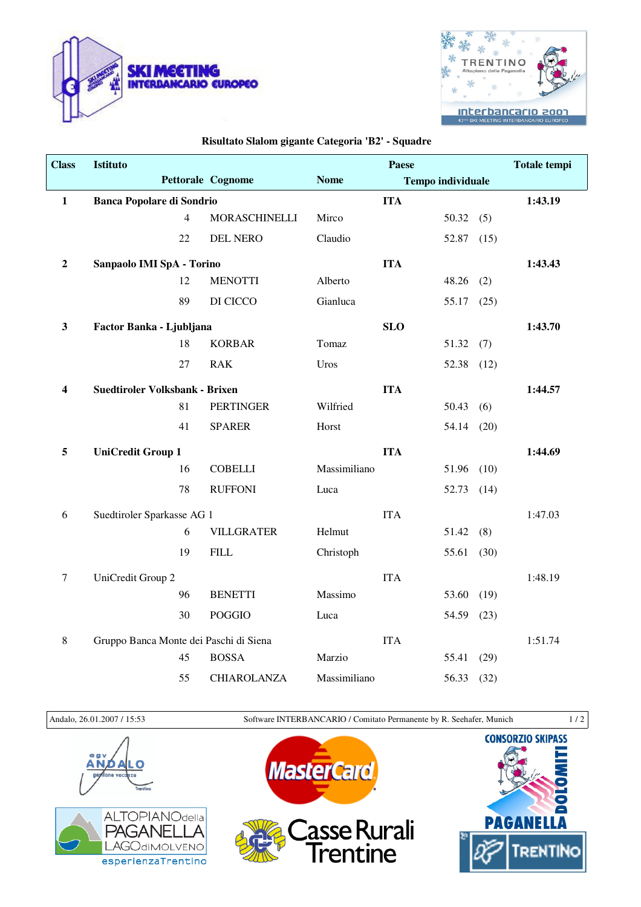# Risultato Slalom gigante Categoria 'B2' - Squadre

| Class | Istituto | | | Paese | | | Totale tempi |
|---|---|---|---|---|---|---|---|
| | Pettorale | Cognome | Nome | | Tempo individuale | | |
| **1** | **Banca Popolare di Sondrio** | | | **ITA** | | | **1:43.19** |
| | 4 | MORASCHINELLI | Mirco | | 50.32 | (5) | |
| | 22 | DEL NERO | Claudio | | 52.87 | (15) | |
| **2** | **Sanpaolo IMI SpA - Torino** | | | **ITA** | | | **1:43.43** |
| | 12 | MENOTTI | Alberto | | 48.26 | (2) | |
| | 89 | DI CICCO | Gianluca | | 55.17 | (25) | |
| **3** | **Factor Banka - Ljubljana** | | | **SLO** | | | **1:43.70** |
| | 18 | KORBAR | Tomaz | | 51.32 | (7) | |
| | 27 | RAK | Uros | | 52.38 | (12) | |
| **4** | **Suedtiroler Volksbank - Brixen** | | | **ITA** | | | **1:44.57** |
| | 81 | PERTINGER | Wilfried | | 50.43 | (6) | |
| | 41 | SPARER | Horst | | 54.14 | (20) | |
| **5** | **UniCredit Group 1** | | | **ITA** | | | **1:44.69** |
| | 16 | COBELLI | Massimiliano | | 51.96 | (10) | |
| | 78 | RUFFONI | Luca | | 52.73 | (14) | |
| 6 | Suedtiroler Sparkasse AG 1 | | | ITA | | | 1:47.03 |
| | 6 | VILLGRATER | Helmut | | 51.42 | (8) | |
| | 19 | FILL | Christoph | | 55.61 | (30) | |
| 7 | UniCredit Group 2 | | | ITA | | | 1:48.19 |
| | 96 | BENETTI | Massimo | | 53.60 | (19) | |
| | 30 | POGGIO | Luca | | 54.59 | (23) | |
| 8 | Gruppo Banca Monte dei Paschi di Siena | | | ITA | | | 1:51.74 |
| | 45 | BOSSA | Marzio | | 55.41 | (29) | |
| | 55 | CHIAROLANZA | Massimiliano | | 56.33 | (32) | |

Andalo, 26.01.2007 / 15:53 — Software INTERBANCARIO / Comitato Permanente by R. Seehafer, Munich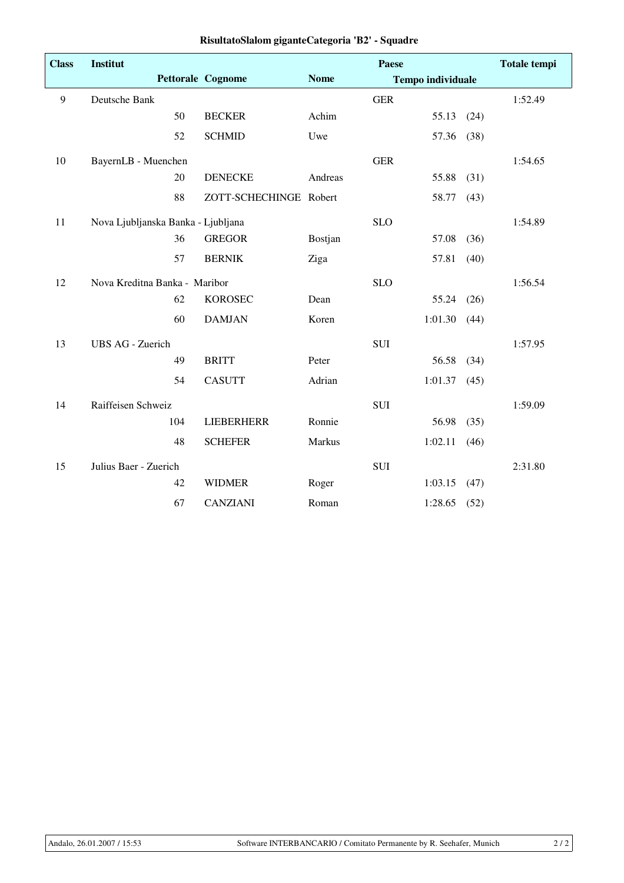# RisultatoSlalom giganteCategoria 'B2' - Squadre

| Class | Institut | | | Paese | | | Totale tempi |
|---|---|---|---|---|---|---|---|
| | Pettorale | Cognome | Nome | Tempo individuale | | | |
| 9 | Deutsche Bank | | | GER | | | 1:52.49 |
| | 50 | BECKER | Achim | | 55.13 | (24) | |
| | 52 | SCHMID | Uwe | | 57.36 | (38) | |
| 10 | BayernLB - Muenchen | | | GER | | | 1:54.65 |
| | 20 | DENECKE | Andreas | | 55.88 | (31) | |
| | 88 | ZOTT-SCHECHINGE | Robert | | 58.77 | (43) | |
| 11 | Nova Ljubljanska Banka - Ljubljana | | | SLO | | | 1:54.89 |
| | 36 | GREGOR | Bostjan | | 57.08 | (36) | |
| | 57 | BERNIK | Ziga | | 57.81 | (40) | |
| 12 | Nova Kreditna Banka - Maribor | | | SLO | | | 1:56.54 |
| | 62 | KOROSEC | Dean | | 55.24 | (26) | |
| | 60 | DAMJAN | Koren | | 1:01.30 | (44) | |
| 13 | UBS AG - Zuerich | | | SUI | | | 1:57.95 |
| | 49 | BRITT | Peter | | 56.58 | (34) | |
| | 54 | CASUTT | Adrian | | 1:01.37 | (45) | |
| 14 | Raiffeisen Schweiz | | | SUI | | | 1:59.09 |
| | 104 | LIEBERHERR | Ronnie | | 56.98 | (35) | |
| | 48 | SCHEFER | Markus | | 1:02.11 | (46) | |
| 15 | Julius Baer - Zuerich | | | SUI | | | 2:31.80 |
| | 42 | WIDMER | Roger | | 1:03.15 | (47) | |
| | 67 | CANZIANI | Roman | | 1:28.65 | (52) | |

Andalo, 26.01.2007 / 15:53 — Software INTERBANCARIO / Comitato Permanente by R. Seehafer, Munich